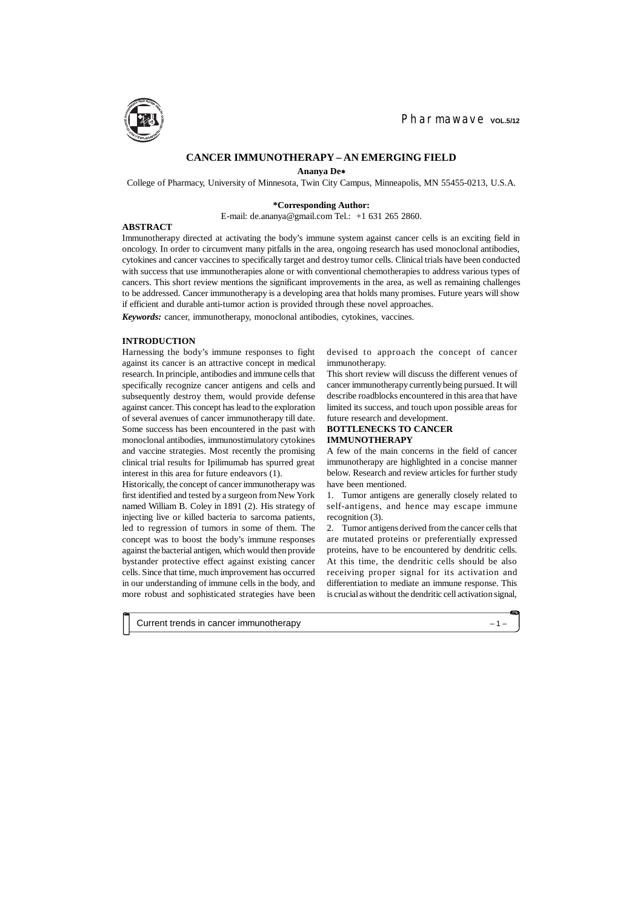# CANCER IMMUNOTHERAPY – AN EMERGING FIELD

**Ananya De***

College of Pharmacy, University of Minnesota, Twin City Campus, Minneapolis, MN 55455-0213, U.S.A.

**\*Corresponding Author:**

E-mail: de.ananya@gmail.com Tel.: +1 631 265 2860.

## ABSTRACT

Immunotherapy directed at activating the body's immune system against cancer cells is an exciting field in oncology. In order to circumvent many pitfalls in the area, ongoing research has used monoclonal antibodies, cytokines and cancer vaccines to specifically target and destroy tumor cells. Clinical trials have been conducted with success that use immunotherapies alone or with conventional chemotherapies to address various types of cancers. This short review mentions the significant improvements in the area, as well as remaining challenges to be addressed. Cancer immunotherapy is a developing area that holds many promises. Future years will show if efficient and durable anti-tumor action is provided through these novel approaches.

***Keywords:*** cancer, immunotherapy, monoclonal antibodies, cytokines, vaccines.

## INTRODUCTION

Harnessing the body's immune responses to fight against its cancer is an attractive concept in medical research. In principle, antibodies and immune cells that specifically recognize cancer antigens and cells and subsequently destroy them, would provide defense against cancer. This concept has lead to the exploration of several avenues of cancer immunotherapy till date. Some success has been encountered in the past with monoclonal antibodies, immunostimulatory cytokines and vaccine strategies. Most recently the promising clinical trial results for Ipilimumab has spurred great interest in this area for future endeavors (1).

Historically, the concept of cancer immunotherapy was first identified and tested by a surgeon from New York named William B. Coley in 1891 (2). His strategy of injecting live or killed bacteria to sarcoma patients, led to regression of tumors in some of them. The concept was to boost the body's immune responses against the bacterial antigen, which would then provide bystander protective effect against existing cancer cells. Since that time, much improvement has occurred in our understanding of immune cells in the body, and more robust and sophisticated strategies have been devised to approach the concept of cancer immunotherapy.

This short review will discuss the different venues of cancer immunotherapy currently being pursued. It will describe roadblocks encountered in this area that have limited its success, and touch upon possible areas for future research and development.

## BOTTLENECKS TO CANCER IMMUNOTHERAPY

A few of the main concerns in the field of cancer immunotherapy are highlighted in a concise manner below. Research and review articles for further study have been mentioned.

1. Tumor antigens are generally closely related to self-antigens, and hence may escape immune recognition (3).
2. Tumor antigens derived from the cancer cells that are mutated proteins or preferentially expressed proteins, have to be encountered by dendritic cells. At this time, the dendritic cells should be also receiving proper signal for its activation and differentiation to mediate an immune response. This is crucial as without the dendritic cell activation signal,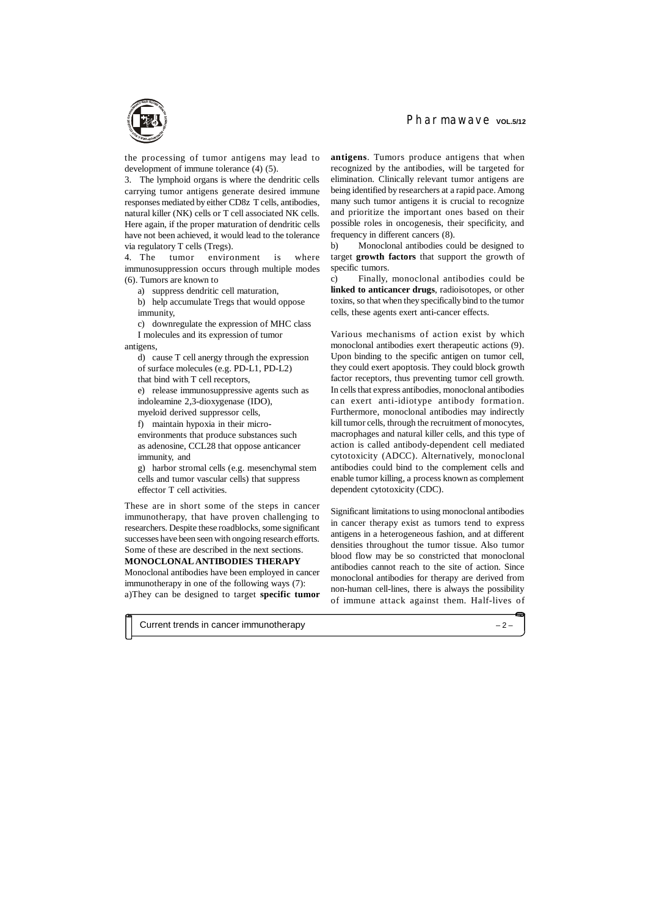the processing of tumor antigens may lead to development of immune tolerance (4) (5).

3. The lymphoid organs is where the dendritic cells carrying tumor antigens generate desired immune responses mediated by either CD8z T cells, antibodies, natural killer (NK) cells or T cell associated NK cells. Here again, if the proper maturation of dendritic cells have not been achieved, it would lead to the tolerance via regulatory T cells (Tregs).

4. The tumor environment is where immunosuppression occurs through multiple modes (6). Tumors are known to

a) suppress dendritic cell maturation,

b) help accumulate Tregs that would oppose immunity,

c) downregulate the expression of MHC class I molecules and its expression of tumor antigens,

d) cause T cell anergy through the expression of surface molecules (e.g. PD-L1, PD-L2) that bind with T cell receptors,

e) release immunosuppressive agents such as indoleamine 2,3-dioxygenase (IDO), myeloid derived suppressor cells,

f) maintain hypoxia in their micro-environments that produce substances such as adenosine, CCL28 that oppose anticancer immunity, and

g) harbor stromal cells (e.g. mesenchymal stem cells and tumor vascular cells) that suppress effector T cell activities.

These are in short some of the steps in cancer immunotherapy, that have proven challenging to researchers. Despite these roadblocks, some significant successes have been seen with ongoing research efforts. Some of these are described in the next sections.

## MONOCLONAL ANTIBODIES THERAPY

Monoclonal antibodies have been employed in cancer immunotherapy in one of the following ways (7):

a) They can be designed to target **specific tumor antigens**. Tumors produce antigens that when recognized by the antibodies, will be targeted for elimination. Clinically relevant tumor antigens are being identified by researchers at a rapid pace. Among many such tumor antigens it is crucial to recognize and prioritize the important ones based on their possible roles in oncogenesis, their specificity, and frequency in different cancers (8).

b) Monoclonal antibodies could be designed to target **growth factors** that support the growth of specific tumors.

c) Finally, monoclonal antibodies could be **linked to anticancer drugs**, radioisotopes, or other toxins, so that when they specifically bind to the tumor cells, these agents exert anti-cancer effects.

Various mechanisms of action exist by which monoclonal antibodies exert therapeutic actions (9). Upon binding to the specific antigen on tumor cell, they could exert apoptosis. They could block growth factor receptors, thus preventing tumor cell growth. In cells that express antibodies, monoclonal antibodies can exert anti-idiotype antibody formation. Furthermore, monoclonal antibodies may indirectly kill tumor cells, through the recruitment of monocytes, macrophages and natural killer cells, and this type of action is called antibody-dependent cell mediated cytotoxicity (ADCC). Alternatively, monoclonal antibodies could bind to the complement cells and enable tumor killing, a process known as complement dependent cytotoxicity (CDC).

Significant limitations to using monoclonal antibodies in cancer therapy exist as tumors tend to express antigens in a heterogeneous fashion, and at different densities throughout the tumor tissue. Also tumor blood flow may be so constricted that monoclonal antibodies cannot reach to the site of action. Since monoclonal antibodies for therapy are derived from non-human cell-lines, there is always the possibility of immune attack against them. Half-lives of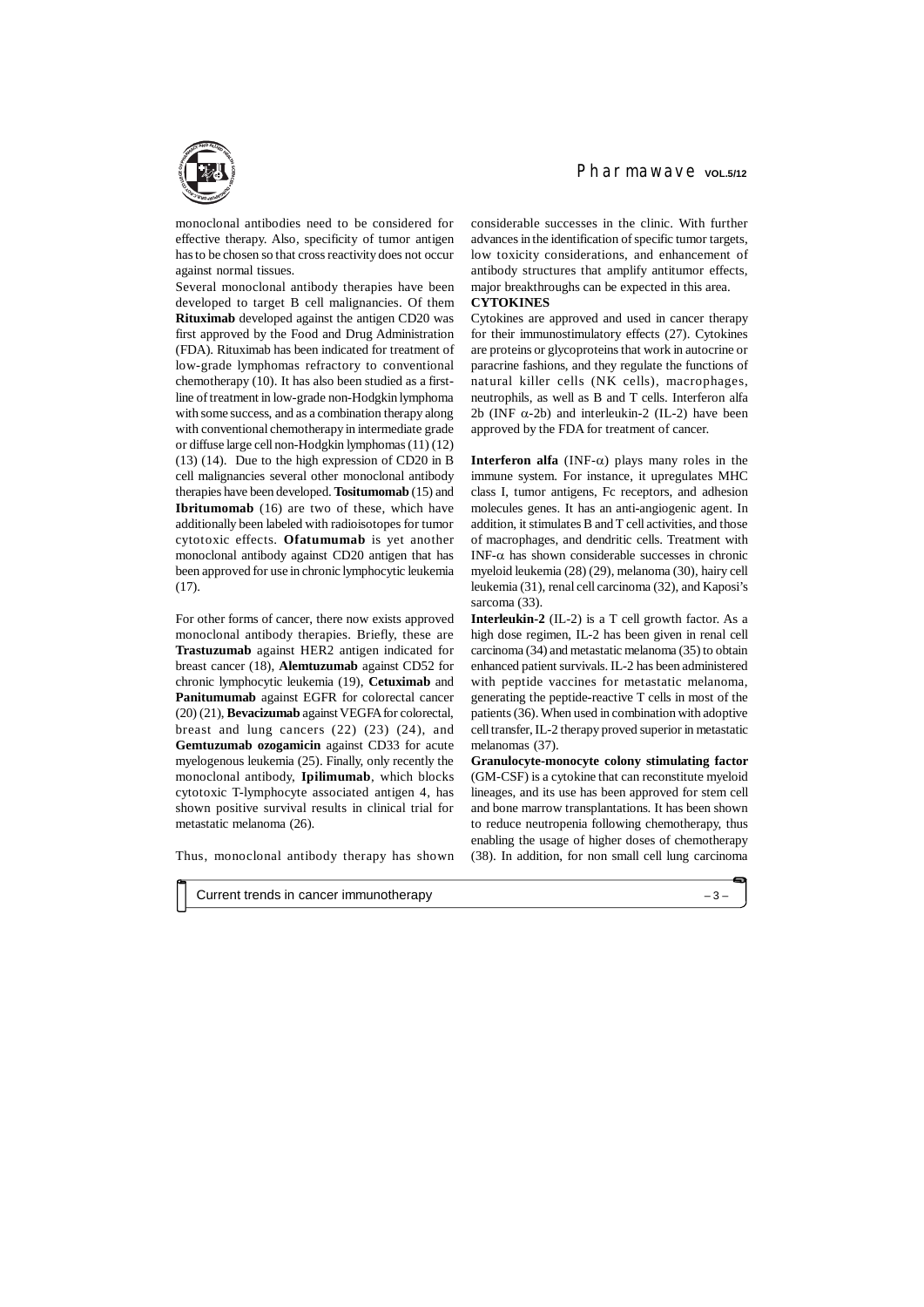monoclonal antibodies need to be considered for effective therapy. Also, specificity of tumor antigen has to be chosen so that cross reactivity does not occur against normal tissues.

Several monoclonal antibody therapies have been developed to target B cell malignancies. Of them **Rituximab** developed against the antigen CD20 was first approved by the Food and Drug Administration (FDA). Rituximab has been indicated for treatment of low-grade lymphomas refractory to conventional chemotherapy (10). It has also been studied as a first-line of treatment in low-grade non-Hodgkin lymphoma with some success, and as a combination therapy along with conventional chemotherapy in intermediate grade or diffuse large cell non-Hodgkin lymphomas (11) (12) (13) (14). Due to the high expression of CD20 in B cell malignancies several other monoclonal antibody therapies have been developed. **Tositumomab** (15) and **Ibritumomab** (16) are two of these, which have additionally been labeled with radioisotopes for tumor cytotoxic effects. **Ofatumumab** is yet another monoclonal antibody against CD20 antigen that has been approved for use in chronic lymphocytic leukemia (17).

For other forms of cancer, there now exists approved monoclonal antibody therapies. Briefly, these are **Trastuzumab** against HER2 antigen indicated for breast cancer (18), **Alemtuzumab** against CD52 for chronic lymphocytic leukemia (19), **Cetuximab** and **Panitumumab** against EGFR for colorectal cancer (20) (21), **Bevacizumab** against VEGFA for colorectal, breast and lung cancers (22) (23) (24), and **Gemtuzumab ozogamicin** against CD33 for acute myelogenous leukemia (25). Finally, only recently the monoclonal antibody, **Ipilimumab**, which blocks cytotoxic T-lymphocyte associated antigen 4, has shown positive survival results in clinical trial for metastatic melanoma (26).

Thus, monoclonal antibody therapy has shown considerable successes in the clinic. With further advances in the identification of specific tumor targets, low toxicity considerations, and enhancement of antibody structures that amplify antitumor effects, major breakthroughs can be expected in this area.

**CYTOKINES**

Cytokines are approved and used in cancer therapy for their immunostimulatory effects (27). Cytokines are proteins or glycoproteins that work in autocrine or paracrine fashions, and they regulate the functions of natural killer cells (NK cells), macrophages, neutrophils, as well as B and T cells. Interferon alfa 2b (INF $\alpha$-2b) and interleukin-2 (IL-2) have been approved by the FDA for treatment of cancer.

**Interferon alfa** (INF-$\alpha$) plays many roles in the immune system. For instance, it upregulates MHC class I, tumor antigens, Fc receptors, and adhesion molecules genes. It has an anti-angiogenic agent. In addition, it stimulates B and T cell activities, and those of macrophages, and dendritic cells. Treatment with INF-$\alpha$ has shown considerable successes in chronic myeloid leukemia (28) (29), melanoma (30), hairy cell leukemia (31), renal cell carcinoma (32), and Kaposi's sarcoma (33).

**Interleukin-2** (IL-2) is a T cell growth factor. As a high dose regimen, IL-2 has been given in renal cell carcinoma (34) and metastatic melanoma (35) to obtain enhanced patient survivals. IL-2 has been administered with peptide vaccines for metastatic melanoma, generating the peptide-reactive T cells in most of the patients (36). When used in combination with adoptive cell transfer, IL-2 therapy proved superior in metastatic melanomas (37).

**Granulocyte-monocyte colony stimulating factor** (GM-CSF) is a cytokine that can reconstitute myeloid lineages, and its use has been approved for stem cell and bone marrow transplantations. It has been shown to reduce neutropenia following chemotherapy, thus enabling the usage of higher doses of chemotherapy (38). In addition, for non small cell lung carcinoma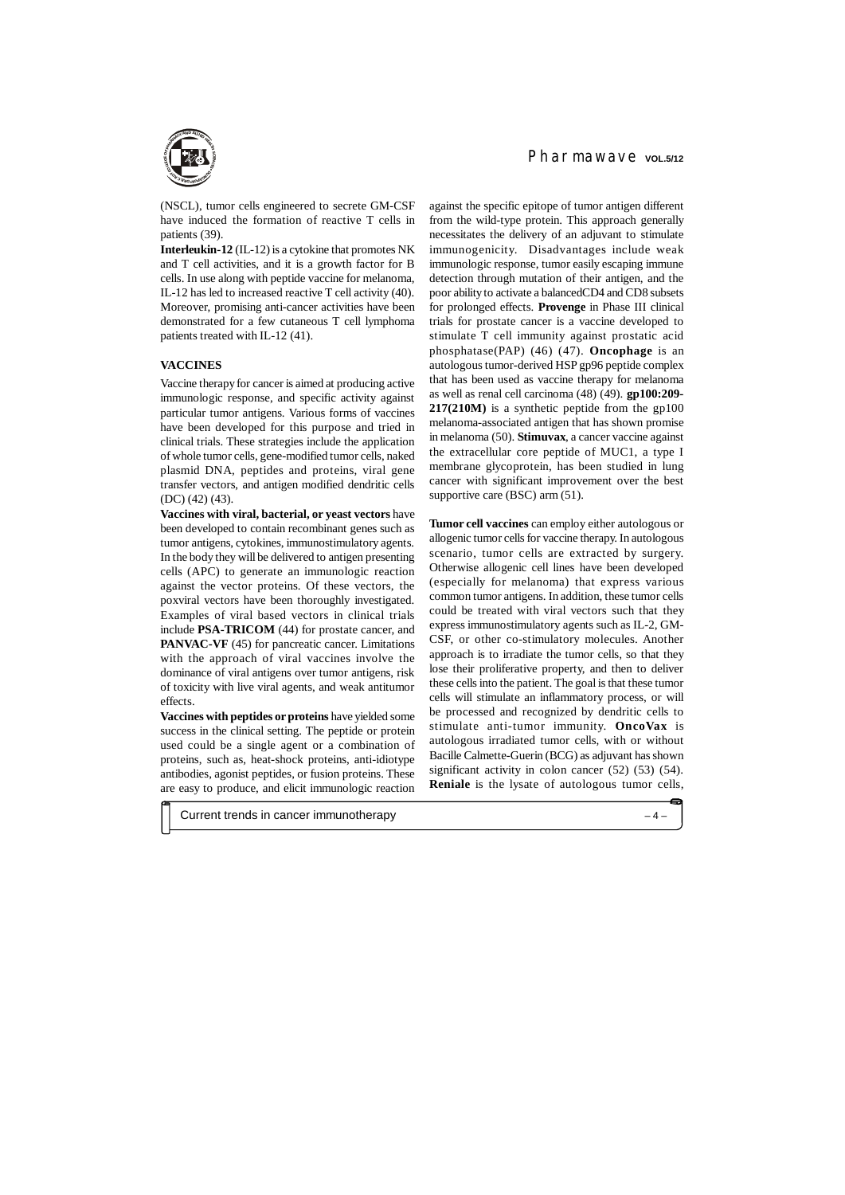(NSCL), tumor cells engineered to secrete GM-CSF have induced the formation of reactive T cells in patients (39).

**Interleukin-12** (IL-12) is a cytokine that promotes NK and T cell activities, and it is a growth factor for B cells. In use along with peptide vaccine for melanoma, IL-12 has led to increased reactive T cell activity (40). Moreover, promising anti-cancer activities have been demonstrated for a few cutaneous T cell lymphoma patients treated with IL-12 (41).

## VACCINES

Vaccine therapy for cancer is aimed at producing active immunologic response, and specific activity against particular tumor antigens. Various forms of vaccines have been developed for this purpose and tried in clinical trials. These strategies include the application of whole tumor cells, gene-modified tumor cells, naked plasmid DNA, peptides and proteins, viral gene transfer vectors, and antigen modified dendritic cells (DC) (42) (43).

**Vaccines with viral, bacterial, or yeast vectors** have been developed to contain recombinant genes such as tumor antigens, cytokines, immunostimulatory agents. In the body they will be delivered to antigen presenting cells (APC) to generate an immunologic reaction against the vector proteins. Of these vectors, the poxviral vectors have been thoroughly investigated. Examples of viral based vectors in clinical trials include **PSA-TRICOM** (44) for prostate cancer, and **PANVAC-VF** (45) for pancreatic cancer. Limitations with the approach of viral vaccines involve the dominance of viral antigens over tumor antigens, risk of toxicity with live viral agents, and weak antitumor effects.

**Vaccines with peptides or proteins** have yielded some success in the clinical setting. The peptide or protein used could be a single agent or a combination of proteins, such as, heat-shock proteins, anti-idiotype antibodies, agonist peptides, or fusion proteins. These are easy to produce, and elicit immunologic reaction against the specific epitope of tumor antigen different from the wild-type protein. This approach generally necessitates the delivery of an adjuvant to stimulate immunogenicity. Disadvantages include weak immunologic response, tumor easily escaping immune detection through mutation of their antigen, and the poor ability to activate a balancedCD4 and CD8 subsets for prolonged effects. **Provenge** in Phase III clinical trials for prostate cancer is a vaccine developed to stimulate T cell immunity against prostatic acid phosphatase(PAP) (46) (47). **Oncophage** is an autologous tumor-derived HSP gp96 peptide complex that has been used as vaccine therapy for melanoma as well as renal cell carcinoma (48) (49). **gp100:209-217(210M)** is a synthetic peptide from the gp100 melanoma-associated antigen that has shown promise in melanoma (50). **Stimuvax**, a cancer vaccine against the extracellular core peptide of MUC1, a type I membrane glycoprotein, has been studied in lung cancer with significant improvement over the best supportive care (BSC) arm (51).

**Tumor cell vaccines** can employ either autologous or allogenic tumor cells for vaccine therapy. In autologous scenario, tumor cells are extracted by surgery. Otherwise allogenic cell lines have been developed (especially for melanoma) that express various common tumor antigens. In addition, these tumor cells could be treated with viral vectors such that they express immunostimulatory agents such as IL-2, GM-CSF, or other co-stimulatory molecules. Another approach is to irradiate the tumor cells, so that they lose their proliferative property, and then to deliver these cells into the patient. The goal is that these tumor cells will stimulate an inflammatory process, or will be processed and recognized by dendritic cells to stimulate anti-tumor immunity. **OncoVax** is autologous irradiated tumor cells, with or without Bacille Calmette-Guerin (BCG) as adjuvant has shown significant activity in colon cancer (52) (53) (54). **Reniale** is the lysate of autologous tumor cells,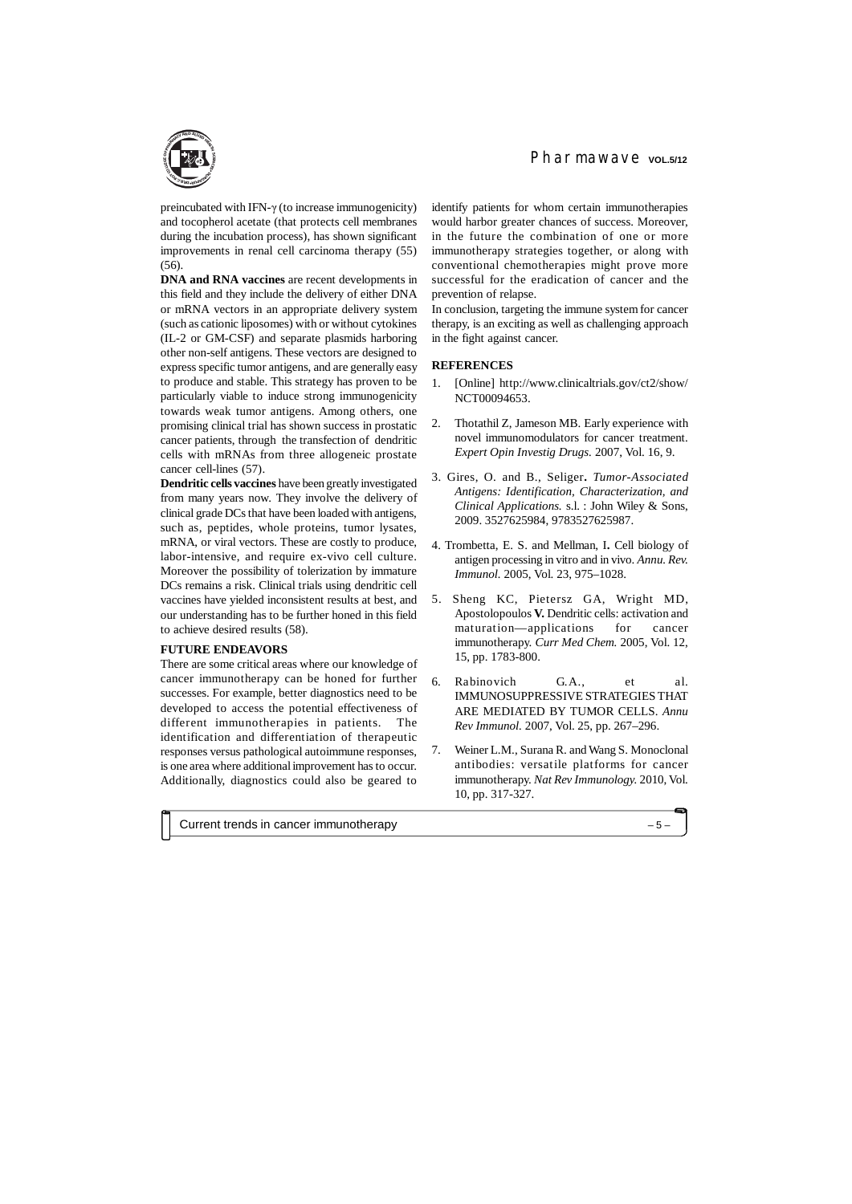preincubated with IFN-$\gamma$ (to increase immunogenicity) and tocopherol acetate (that protects cell membranes during the incubation process), has shown significant improvements in renal cell carcinoma therapy (55) (56).

**DNA and RNA vaccines** are recent developments in this field and they include the delivery of either DNA or mRNA vectors in an appropriate delivery system (such as cationic liposomes) with or without cytokines (IL-2 or GM-CSF) and separate plasmids harboring other non-self antigens. These vectors are designed to express specific tumor antigens, and are generally easy to produce and stable. This strategy has proven to be particularly viable to induce strong immunogenicity towards weak tumor antigens. Among others, one promising clinical trial has shown success in prostatic cancer patients, through the transfection of dendritic cells with mRNAs from three allogeneic prostate cancer cell-lines (57).

**Dendritic cells vaccines** have been greatly investigated from many years now. They involve the delivery of clinical grade DCs that have been loaded with antigens, such as, peptides, whole proteins, tumor lysates, mRNA, or viral vectors. These are costly to produce, labor-intensive, and require ex-vivo cell culture. Moreover the possibility of tolerization by immature DCs remains a risk. Clinical trials using dendritic cell vaccines have yielded inconsistent results at best, and our understanding has to be further honed in this field to achieve desired results (58).

### FUTURE ENDEAVORS

There are some critical areas where our knowledge of cancer immunotherapy can be honed for further successes. For example, better diagnostics need to be developed to access the potential effectiveness of different immunotherapies in patients. The identification and differentiation of therapeutic responses versus pathological autoimmune responses, is one area where additional improvement has to occur. Additionally, diagnostics could also be geared to identify patients for whom certain immunotherapies would harbor greater chances of success. Moreover, in the future the combination of one or more immunotherapy strategies together, or along with conventional chemotherapies might prove more successful for the eradication of cancer and the prevention of relapse.

In conclusion, targeting the immune system for cancer therapy, is an exciting as well as challenging approach in the fight against cancer.

### REFERENCES

1. [Online] http://www.clinicaltrials.gov/ct2/show/NCT00094653.
2. Thotathil Z, Jameson MB. Early experience with novel immunomodulators for cancer treatment. *Expert Opin Investig Drugs.* 2007, Vol. 16, 9.
3. Gires, O. and B., Seliger**.** *Tumor-Associated Antigens: Identification, Characterization, and Clinical Applications.* s.l. : John Wiley & Sons, 2009. 3527625984, 9783527625987.
4. Trombetta, E. S. and Mellman, I**.** Cell biology of antigen processing in vitro and in vivo. *Annu. Rev. Immunol.* 2005, Vol. 23, 975–1028.
5. Sheng KC, Pietersz GA, Wright MD, Apostolopoulos **V.** Dendritic cells: activation and maturation—applications for cancer immunotherapy. *Curr Med Chem.* 2005, Vol. 12, 15, pp. 1783-800.
6. Rabinovich G.A., et al. IMMUNOSUPPRESSIVE STRATEGIES THAT ARE MEDIATED BY TUMOR CELLS. *Annu Rev Immunol.* 2007, Vol. 25, pp. 267–296.
7. Weiner L.M., Surana R. and Wang S. Monoclonal antibodies: versatile platforms for cancer immunotherapy. *Nat Rev Immunology.* 2010, Vol. 10, pp. 317-327.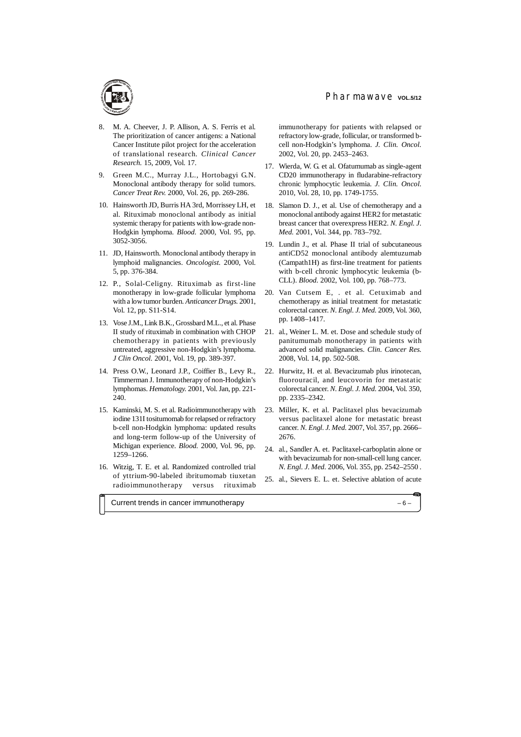8. M. A. Cheever, J. P. Allison, A. S. Ferris et al. The prioritization of cancer antigens: a National Cancer Institute pilot project for the acceleration of translational research. *Clinical Cancer Research.* 15, 2009, Vol. 17.

9. Green M.C., Murray J.L., Hortobagyi G.N. Monoclonal antibody therapy for solid tumors. *Cancer Treat Rev.* 2000, Vol. 26, pp. 269-286.

10. Hainsworth JD, Burris HA 3rd, Morrissey LH, et al. Rituximab monoclonal antibody as initial systemic therapy for patients with low-grade non-Hodgkin lymphoma. *Blood.* 2000, Vol. 95, pp. 3052-3056.

11. JD, Hainsworth. Monoclonal antibody therapy in lymphoid malignancies. *Oncologist.* 2000, Vol. 5, pp. 376-384.

12. P., Solal-Celigny. Rituximab as first-line monotherapy in low-grade follicular lymphoma with a low tumor burden. *Anticancer Drugs.* 2001, Vol. 12, pp. S11-S14.

13. Vose J.M., Link B.K., Grossbard M.L., et al. Phase II study of rituximab in combination with CHOP chemotherapy in patients with previously untreated, aggressive non-Hodgkin's lymphoma. *J Clin Oncol.* 2001, Vol. 19, pp. 389-397.

14. Press O.W., Leonard J.P., Coiffier B., Levy R., Timmerman J. Immunotherapy of non-Hodgkin's lymphomas. *Hematology.* 2001, Vol. Jan, pp. 221-240.

15. Kaminski, M. S. et al. Radioimmunotherapy with iodine 131I tositumomab for relapsed or refractory b-cell non-Hodgkin lymphoma: updated results and long-term follow-up of the University of Michigan experience. *Blood.* 2000, Vol. 96, pp. 1259–1266.

16. Witzig, T. E. et al. Randomized controlled trial of yttrium-90-labeled ibritumomab tiuxetan radioimmunotherapy versus rituximab immunotherapy for patients with relapsed or refractory low-grade, follicular, or transformed b-cell non-Hodgkin's lymphoma. *J. Clin. Oncol.* 2002, Vol. 20, pp. 2453–2463.

17. Wierda, W. G. et al. Ofatumumab as single-agent CD20 immunotherapy in fludarabine-refractory chronic lymphocytic leukemia. *J. Clin. Oncol.* 2010, Vol. 28, 10, pp. 1749-1755.

18. Slamon D. J., et al. Use of chemotherapy and a monoclonal antibody against HER2 for metastatic breast cancer that overexpress HER2. *N. Engl. J. Med.* 2001, Vol. 344, pp. 783–792.

19. Lundin J., et al. Phase II trial of subcutaneous antiCD52 monoclonal antibody alemtuzumab (Campath1H) as first-line treatment for patients with b-cell chronic lymphocytic leukemia (b-CLL). *Blood.* 2002, Vol. 100, pp. 768–773.

20. Van Cutsem E, . et al. Cetuximab and chemotherapy as initial treatment for metastatic colorectal cancer. *N. Engl. J. Med.* 2009, Vol. 360, pp. 1408–1417.

21. al., Weiner L. M. et. Dose and schedule study of panitumumab monotherapy in patients with advanced solid malignancies. *Clin. Cancer Res.* 2008, Vol. 14, pp. 502-508.

22. Hurwitz, H. et al. Bevacizumab plus irinotecan, fluorouracil, and leucovorin for metastatic colorectal cancer. *N. Engl. J. Med.* 2004, Vol. 350, pp. 2335–2342.

23. Miller, K. et al. Paclitaxel plus bevacizumab versus paclitaxel alone for metastatic breast cancer. *N. Engl. J. Med.* 2007, Vol. 357, pp. 2666–2676.

24. al., Sandler A. et. Paclitaxel-carboplatin alone or with bevacizumab for non-small-cell lung cancer. *N. Engl. J. Med.* 2006, Vol. 355, pp. 2542–2550 .

25. al., Sievers E. L. et. Selective ablation of acute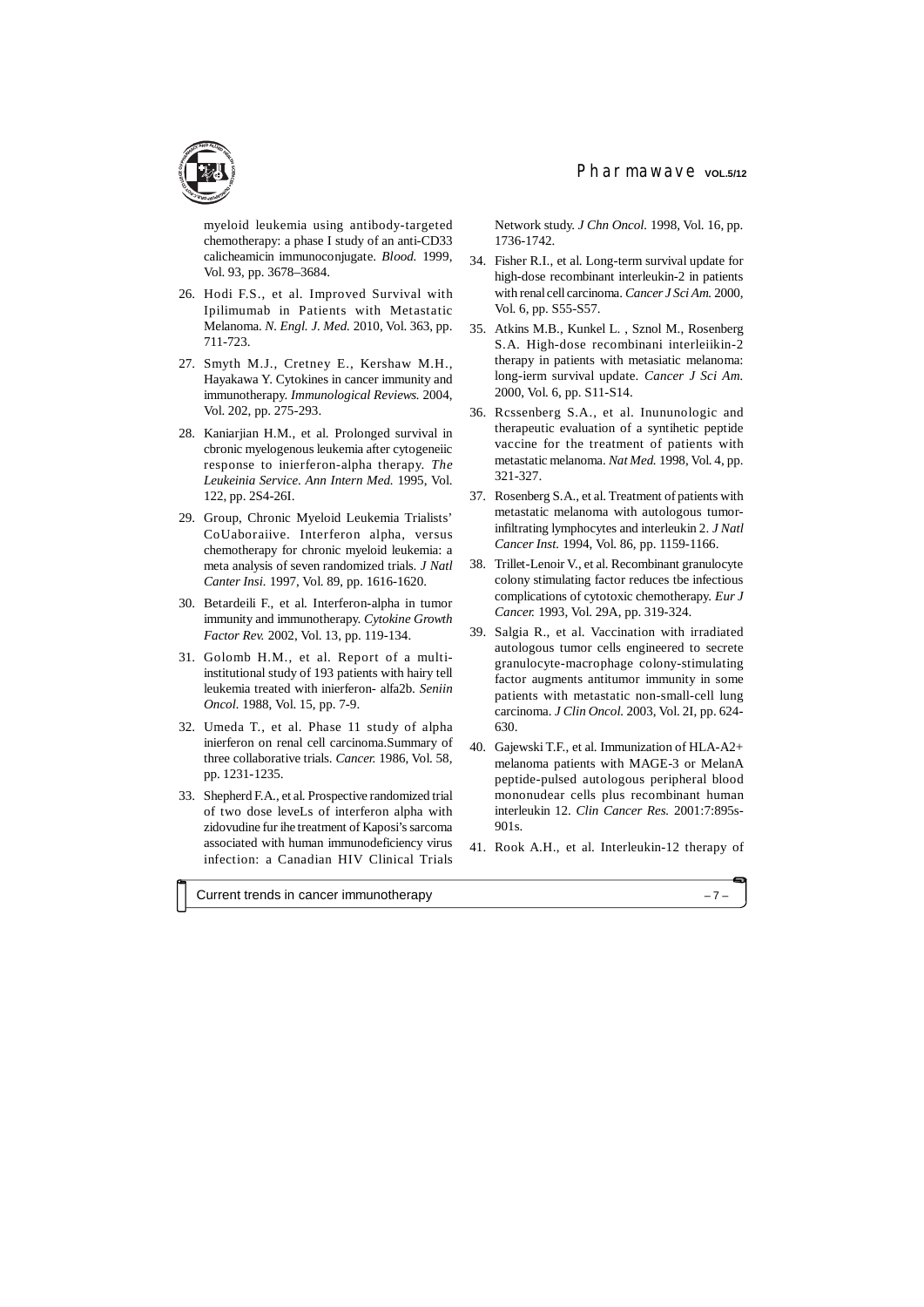myeloid leukemia using antibody-targeted chemotherapy: a phase I study of an anti-CD33 calicheamicin immunoconjugate. *Blood.* 1999, Vol. 93, pp. 3678–3684.

26. Hodi F.S., et al. Improved Survival with Ipilimumab in Patients with Metastatic Melanoma. *N. Engl. J. Med.* 2010, Vol. 363, pp. 711-723.

27. Smyth M.J., Cretney E., Kershaw M.H., Hayakawa Y. Cytokines in cancer immunity and immunotherapy. *Immunological Reviews.* 2004, Vol. 202, pp. 275-293.

28. Kaniarjian H.M., et al. Prolonged survival in cbronic myelogenous leukemia after cytogeneiic response to inierferon-alpha therapy. *The Leukeinia Service. Ann Intern Med.* 1995, Vol. 122, pp. 2S4-26I.

29. Group, Chronic Myeloid Leukemia Trialists' CoUaboraiive. Interferon alpha, versus chemotherapy for chronic myeloid leukemia: a meta analysis of seven randomized trials. *J Natl Canter Insi.* 1997, Vol. 89, pp. 1616-1620.

30. Betardeili F., et al. Interferon-alpha in tumor immunity and immunotherapy. *Cytokine Growth Factor Rev.* 2002, Vol. 13, pp. 119-134.

31. Golomb H.M., et al. Report of a multi-institutional study of 193 patients with hairy tell leukemia treated with inierferon- alfa2b. *Seniin Oncol.* 1988, Vol. 15, pp. 7-9.

32. Umeda T., et al. Phase 11 study of alpha inierferon on renal cell carcinoma.Summary of three collaborative trials. *Cancer.* 1986, Vol. 58, pp. 1231-1235.

33. Shepherd F.A., et al. Prospective randomized trial of two dose leveLs of interferon alpha with zidovudine fur ihe treatment of Kaposi's sarcoma associated with human immunodeficiency virus infection: a Canadian HIV Clinical Trials Network study. *J Chn Oncol.* 1998, Vol. 16, pp. 1736-1742.

34. Fisher R.I., et al. Long-term survival update for high-dose recombinant interleukin-2 in patients with renal cell carcinoma. *Cancer J Sci Am.* 2000, Vol. 6, pp. S55-S57.

35. Atkins M.B., Kunkel L. , Sznol M., Rosenberg S.A. High-dose recombinani interleiikin-2 therapy in patients with metasiatic melanoma: long-ierm survival update. *Cancer J Sci Am.* 2000, Vol. 6, pp. S11-S14.

36. Rcssenberg S.A., et al. Inununologic and therapeutic evaluation of a syntihetic peptide vaccine for the treatment of patients with metastatic melanoma. *Nat Med.* 1998, Vol. 4, pp. 321-327.

37. Rosenberg S.A., et al. Treatment of patients with metastatic melanoma with autologous tumor-infiltrating lymphocytes and interleukin 2. *J Natl Cancer Inst.* 1994, Vol. 86, pp. 1159-1166.

38. Trillet-Lenoir V., et al. Recombinant granulocyte colony stimulating factor reduces tbe infectious complications of cytotoxic chemotherapy. *Eur J Cancer.* 1993, Vol. 29A, pp. 319-324.

39. Salgia R., et al. Vaccination with irradiated autologous tumor cells engineered to secrete granulocyte-macrophage colony-stimulating factor augments antitumor immunity in some patients with metastatic non-small-cell lung carcinoma. *J Clin Oncol.* 2003, Vol. 2I, pp. 624-630.

40. Gajewski T.F., et al. Immunization of HLA-A2+ melanoma patients with MAGE-3 or MelanA peptide-pulsed autologous peripheral blood mononudear cells plus recombinant human interleukin 12. *Clin Cancer Res.* 2001:7:895s-901s.

41. Rook A.H., et al. Interleukin-12 therapy of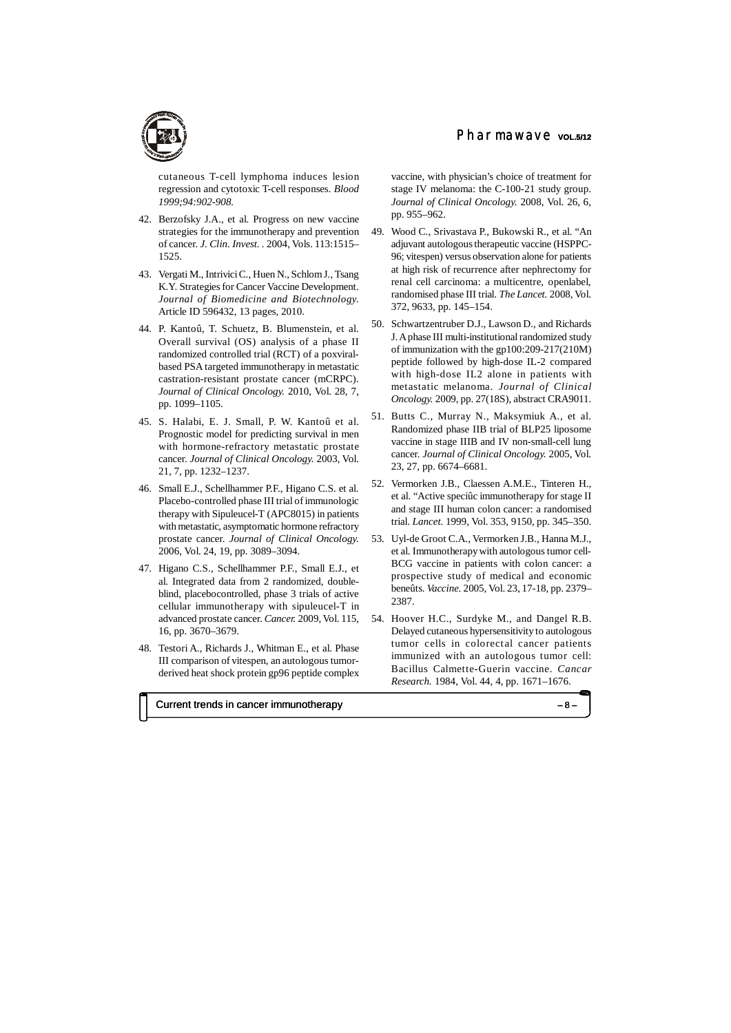cutaneous T-cell lymphoma induces lesion regression and cytotoxic T-cell responses. *Blood 1999;94:902-908.*

42. Berzofsky J.A., et al. Progress on new vaccine strategies for the immunotherapy and prevention of cancer. *J. Clin. Invest.* . 2004, Vols. 113:1515–1525.

43. Vergati M., Intrivici C., Huen N., Schlom J., Tsang K.Y. Strategies for Cancer Vaccine Development. *Journal of Biomedicine and Biotechnology.* Article ID 596432, 13 pages, 2010.

44. P. Kantoû, T. Schuetz, B. Blumenstein, et al. Overall survival (OS) analysis of a phase II randomized controlled trial (RCT) of a poxviral-based PSA targeted immunotherapy in metastatic castration-resistant prostate cancer (mCRPC). *Journal of Clinical Oncology.* 2010, Vol. 28, 7, pp. 1099–1105.

45. S. Halabi, E. J. Small, P. W. Kantoû et al. Prognostic model for predicting survival in men with hormone-refractory metastatic prostate cancer. *Journal of Clinical Oncology.* 2003, Vol. 21, 7, pp. 1232–1237.

46. Small E.J., Schellhammer P.F., Higano C.S. et al. Placebo-controlled phase III trial of immunologic therapy with Sipuleucel-T (APC8015) in patients with metastatic, asymptomatic hormone refractory prostate cancer. *Journal of Clinical Oncology.* 2006, Vol. 24, 19, pp. 3089–3094.

47. Higano C.S., Schellhammer P.F., Small E.J., et al. Integrated data from 2 randomized, double-blind, placebocontrolled, phase 3 trials of active cellular immunotherapy with sipuleucel-T in advanced prostate cancer. *Cancer.* 2009, Vol. 115, 16, pp. 3670–3679.

48. Testori A., Richards J., Whitman E., et al. Phase III comparison of vitespen, an autologous tumor-derived heat shock protein gp96 peptide complex vaccine, with physician's choice of treatment for stage IV melanoma: the C-100-21 study group. *Journal of Clinical Oncology.* 2008, Vol. 26, 6, pp. 955–962.

49. Wood C., Srivastava P., Bukowski R., et al. "An adjuvant autologous therapeutic vaccine (HSPPC-96; vitespen) versus observation alone for patients at high risk of recurrence after nephrectomy for renal cell carcinoma: a multicentre, openlabel, randomised phase III trial. *The Lancet.* 2008, Vol. 372, 9633, pp. 145–154.

50. Schwartzentruber D.J., Lawson D., and Richards J. A phase III multi-institutional randomized study of immunization with the gp100:209-217(210M) peptide followed by high-dose IL-2 compared with high-dose IL2 alone in patients with metastatic melanoma. *Journal of Clinical Oncology.* 2009, pp. 27(18S), abstract CRA9011.

51. Butts C., Murray N., Maksymiuk A., et al. Randomized phase IIB trial of BLP25 liposome vaccine in stage IIIB and IV non-small-cell lung cancer. *Journal of Clinical Oncology.* 2005, Vol. 23, 27, pp. 6674–6681.

52. Vermorken J.B., Claessen A.M.E., Tinteren H., et al. "Active speciûc immunotherapy for stage II and stage III human colon cancer: a randomised trial. *Lancet.* 1999, Vol. 353, 9150, pp. 345–350.

53. Uyl-de Groot C.A., Vermorken J.B., Hanna M.J., et al. Immunotherapy with autologous tumor cell-BCG vaccine in patients with colon cancer: a prospective study of medical and economic beneûts. *Vaccine.* 2005, Vol. 23, 17-18, pp. 2379–2387.

54. Hoover H.C., Surdyke M., and Dangel R.B. Delayed cutaneous hypersensitivity to autologous tumor cells in colorectal cancer patients immunized with an autologous tumor cell: Bacillus Calmette-Guerin vaccine. *Cancar Research.* 1984, Vol. 44, 4, pp. 1671–1676.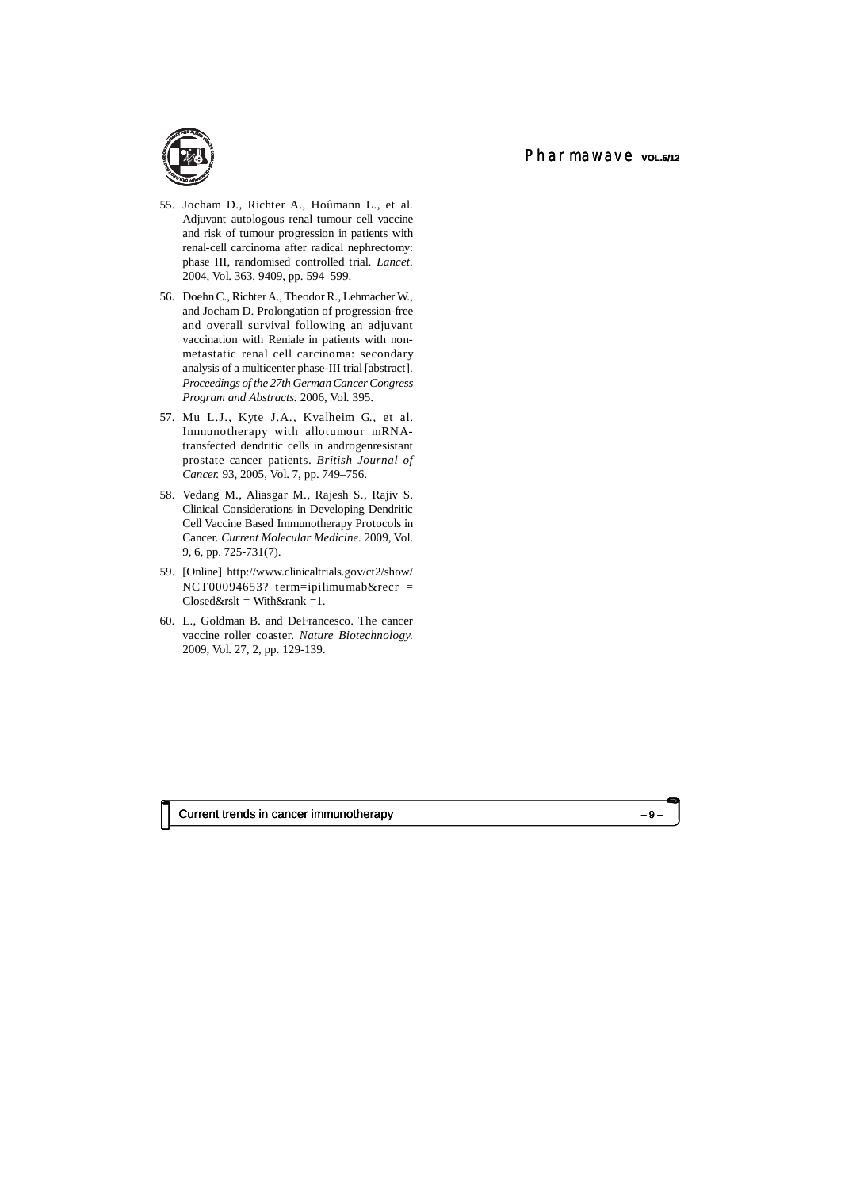55. Jocham D., Richter A., Hoûmann L., et al. Adjuvant autologous renal tumour cell vaccine and risk of tumour progression in patients with renal-cell carcinoma after radical nephrectomy: phase III, randomised controlled trial. *Lancet.* 2004, Vol. 363, 9409, pp. 594–599.

56. Doehn C., Richter A., Theodor R., Lehmacher W., and Jocham D. Prolongation of progression-free and overall survival following an adjuvant vaccination with Reniale in patients with non-metastatic renal cell carcinoma: secondary analysis of a multicenter phase-III trial [abstract]. *Proceedings of the 27th German Cancer Congress Program and Abstracts.* 2006, Vol. 395.

57. Mu L.J., Kyte J.A., Kvalheim G., et al. Immunotherapy with allotumour mRNA-transfected dendritic cells in androgenresistant prostate cancer patients. *British Journal of Cancer.* 93, 2005, Vol. 7, pp. 749–756.

58. Vedang M., Aliasgar M., Rajesh S., Rajiv S. Clinical Considerations in Developing Dendritic Cell Vaccine Based Immunotherapy Protocols in Cancer. *Current Molecular Medicine.* 2009, Vol. 9, 6, pp. 725-731(7).

59. [Online] http://www.clinicaltrials.gov/ct2/show/NCT00094653? term=ipilimumab&recr = Closed&rslt = With&rank =1.

60. L., Goldman B. and DeFrancesco. The cancer vaccine roller coaster. *Nature Biotechnology.* 2009, Vol. 27, 2, pp. 129-139.